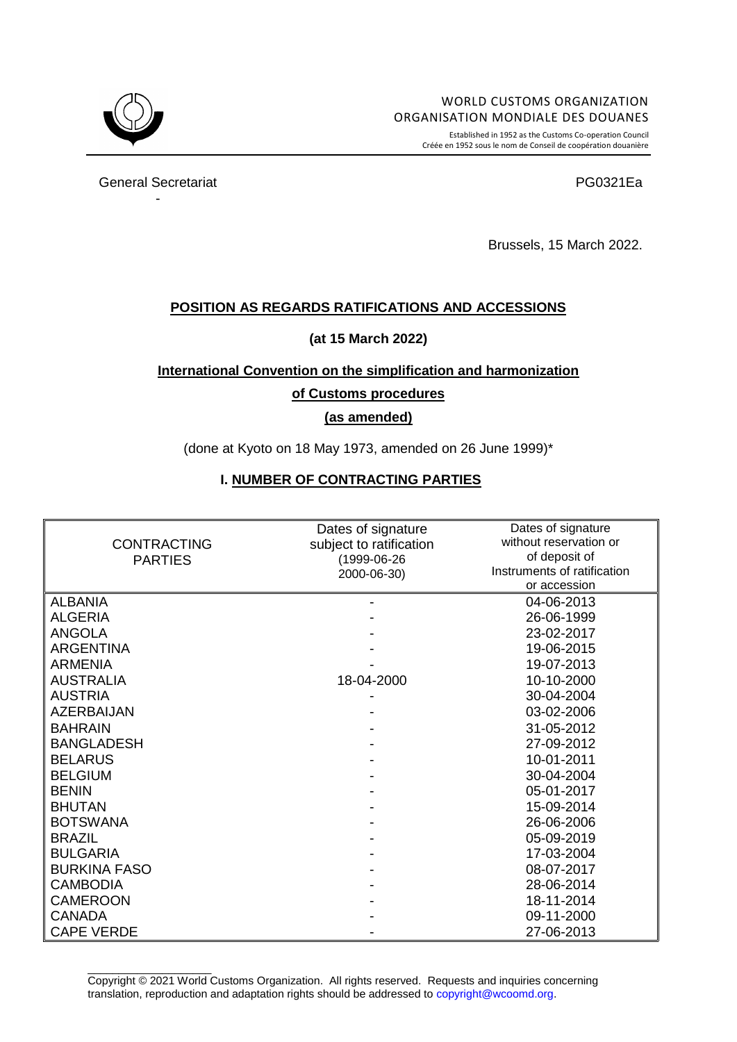WORLD CUSTOMS ORGANIZATION
ORGANISATION MONDIALE DES DOUANES

Established in 1952 as the Customs Co-operation Council
Créée en 1952 sous le nom de Conseil de coopération douanière

General Secretariat

PG0321Ea

-

Brussels, 15 March 2022.

## POSITION AS REGARDS RATIFICATIONS AND ACCESSIONS

**(at 15 March 2022)**

## International Convention on the simplification and harmonization of Customs procedures (as amended)

(done at Kyoto on 18 May 1973, amended on 26 June 1999)*

## I. NUMBER OF CONTRACTING PARTIES

| CONTRACTING PARTIES | Dates of signature subject to ratification (1999-06-26 2000-06-30) | Dates of signature without reservation or of deposit of Instruments of ratification or accession |
|---|---|---|
| ALBANIA | - | 04-06-2013 |
| ALGERIA | - | 26-06-1999 |
| ANGOLA | - | 23-02-2017 |
| ARGENTINA | - | 19-06-2015 |
| ARMENIA | - | 19-07-2013 |
| AUSTRALIA | 18-04-2000 | 10-10-2000 |
| AUSTRIA | - | 30-04-2004 |
| AZERBAIJAN | - | 03-02-2006 |
| BAHRAIN | - | 31-05-2012 |
| BANGLADESH | - | 27-09-2012 |
| BELARUS | - | 10-01-2011 |
| BELGIUM | - | 30-04-2004 |
| BENIN | - | 05-01-2017 |
| BHUTAN | - | 15-09-2014 |
| BOTSWANA | - | 26-06-2006 |
| BRAZIL | - | 05-09-2019 |
| BULGARIA | - | 17-03-2004 |
| BURKINA FASO | - | 08-07-2017 |
| CAMBODIA | - | 28-06-2014 |
| CAMEROON | - | 18-11-2014 |
| CANADA | - | 09-11-2000 |
| CAPE VERDE | - | 27-06-2013 |

Copyright © 2021 World Customs Organization. All rights reserved. Requests and inquiries concerning translation, reproduction and adaptation rights should be addressed to copyright@wcoomd.org.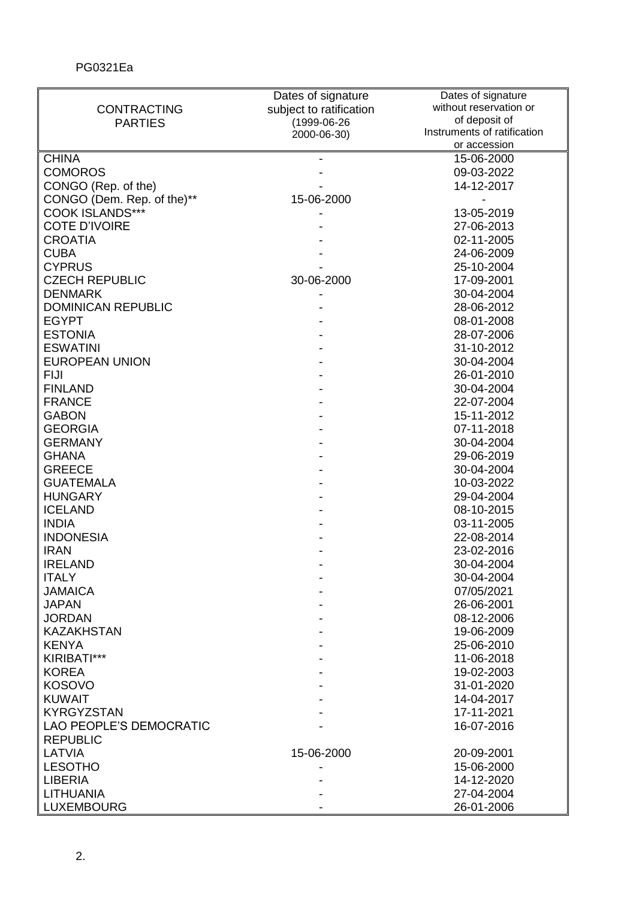| CONTRACTING PARTIES | Dates of signature subject to ratification (1999-06-26 2000-06-30) | Dates of signature without reservation or of deposit of Instruments of ratification or accession |
|---|---|---|
| CHINA | - | 15-06-2000 |
| COMOROS | - | 09-03-2022 |
| CONGO (Rep. of the) | - | 14-12-2017 |
| CONGO (Dem. Rep. of the)** | 15-06-2000 | - |
| COOK ISLANDS*** | - | 13-05-2019 |
| COTE D'IVOIRE | - | 27-06-2013 |
| CROATIA | - | 02-11-2005 |
| CUBA | - | 24-06-2009 |
| CYPRUS | - | 25-10-2004 |
| CZECH REPUBLIC | 30-06-2000 | 17-09-2001 |
| DENMARK | - | 30-04-2004 |
| DOMINICAN REPUBLIC | - | 28-06-2012 |
| EGYPT | - | 08-01-2008 |
| ESTONIA | - | 28-07-2006 |
| ESWATINI | - | 31-10-2012 |
| EUROPEAN UNION | - | 30-04-2004 |
| FIJI | - | 26-01-2010 |
| FINLAND | - | 30-04-2004 |
| FRANCE | - | 22-07-2004 |
| GABON | - | 15-11-2012 |
| GEORGIA | - | 07-11-2018 |
| GERMANY | - | 30-04-2004 |
| GHANA | - | 29-06-2019 |
| GREECE | - | 30-04-2004 |
| GUATEMALA | - | 10-03-2022 |
| HUNGARY | - | 29-04-2004 |
| ICELAND | - | 08-10-2015 |
| INDIA | - | 03-11-2005 |
| INDONESIA | - | 22-08-2014 |
| IRAN | - | 23-02-2016 |
| IRELAND | - | 30-04-2004 |
| ITALY | - | 30-04-2004 |
| JAMAICA | - | 07/05/2021 |
| JAPAN | - | 26-06-2001 |
| JORDAN | - | 08-12-2006 |
| KAZAKHSTAN | - | 19-06-2009 |
| KENYA | - | 25-06-2010 |
| KIRIBATI*** | - | 11-06-2018 |
| KOREA | - | 19-02-2003 |
| KOSOVO | - | 31-01-2020 |
| KUWAIT | - | 14-04-2017 |
| KYRGYZSTAN | - | 17-11-2021 |
| LAO PEOPLE'S DEMOCRATIC REPUBLIC | - | 16-07-2016 |
| LATVIA | 15-06-2000 | 20-09-2001 |
| LESOTHO | - | 15-06-2000 |
| LIBERIA | - | 14-12-2020 |
| LITHUANIA | - | 27-04-2004 |
| LUXEMBOURG | - | 26-01-2006 |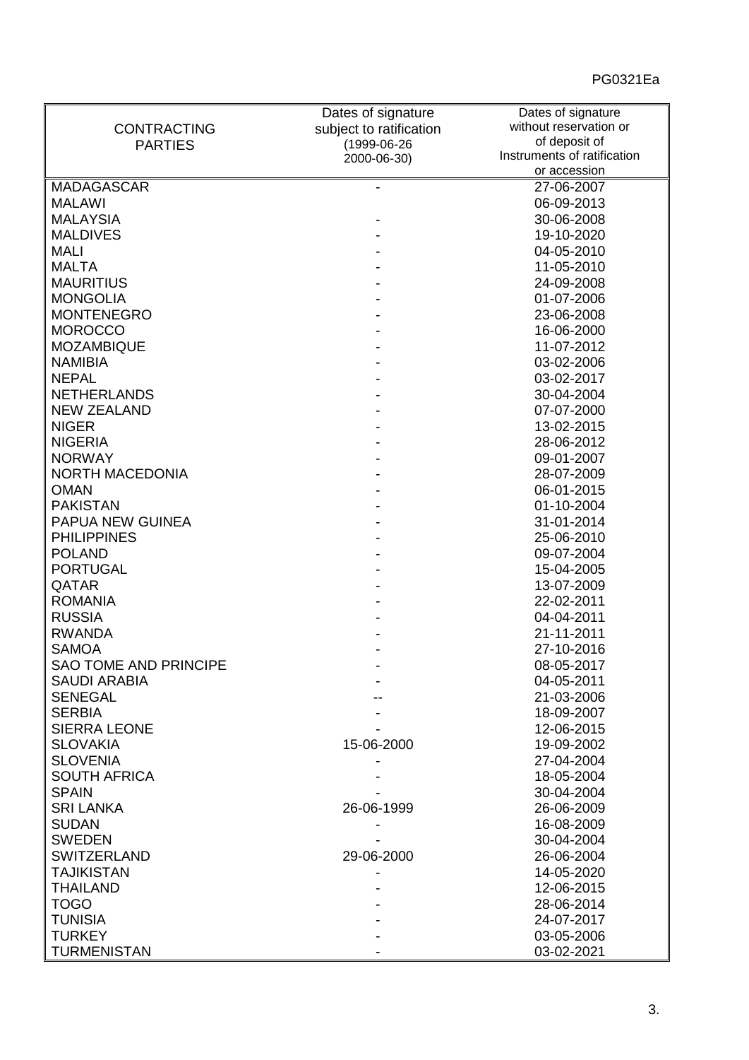| CONTRACTING PARTIES | Dates of signature subject to ratification (1999-06-26 2000-06-30) | Dates of signature without reservation or of deposit of Instruments of ratification or accession |
|---|---|---|
| MADAGASCAR | - | 27-06-2007 |
| MALAWI | | 06-09-2013 |
| MALAYSIA | - | 30-06-2008 |
| MALDIVES | - | 19-10-2020 |
| MALI | - | 04-05-2010 |
| MALTA | - | 11-05-2010 |
| MAURITIUS | - | 24-09-2008 |
| MONGOLIA | - | 01-07-2006 |
| MONTENEGRO | - | 23-06-2008 |
| MOROCCO | - | 16-06-2000 |
| MOZAMBIQUE | - | 11-07-2012 |
| NAMIBIA | - | 03-02-2006 |
| NEPAL | - | 03-02-2017 |
| NETHERLANDS | - | 30-04-2004 |
| NEW ZEALAND | - | 07-07-2000 |
| NIGER | - | 13-02-2015 |
| NIGERIA | - | 28-06-2012 |
| NORWAY | - | 09-01-2007 |
| NORTH MACEDONIA | - | 28-07-2009 |
| OMAN | - | 06-01-2015 |
| PAKISTAN | - | 01-10-2004 |
| PAPUA NEW GUINEA | - | 31-01-2014 |
| PHILIPPINES | - | 25-06-2010 |
| POLAND | - | 09-07-2004 |
| PORTUGAL | - | 15-04-2005 |
| QATAR | - | 13-07-2009 |
| ROMANIA | - | 22-02-2011 |
| RUSSIA | - | 04-04-2011 |
| RWANDA | - | 21-11-2011 |
| SAMOA | - | 27-10-2016 |
| SAO TOME AND PRINCIPE | - | 08-05-2017 |
| SAUDI ARABIA | - | 04-05-2011 |
| SENEGAL | -- | 21-03-2006 |
| SERBIA | - | 18-09-2007 |
| SIERRA LEONE | - | 12-06-2015 |
| SLOVAKIA | 15-06-2000 | 19-09-2002 |
| SLOVENIA | - | 27-04-2004 |
| SOUTH AFRICA | - | 18-05-2004 |
| SPAIN | - | 30-04-2004 |
| SRI LANKA | 26-06-1999 | 26-06-2009 |
| SUDAN | - | 16-08-2009 |
| SWEDEN | - | 30-04-2004 |
| SWITZERLAND | 29-06-2000 | 26-06-2004 |
| TAJIKISTAN | - | 14-05-2020 |
| THAILAND | - | 12-06-2015 |
| TOGO | - | 28-06-2014 |
| TUNISIA | - | 24-07-2017 |
| TURKEY | - | 03-05-2006 |
| TURMENISTAN | - | 03-02-2021 |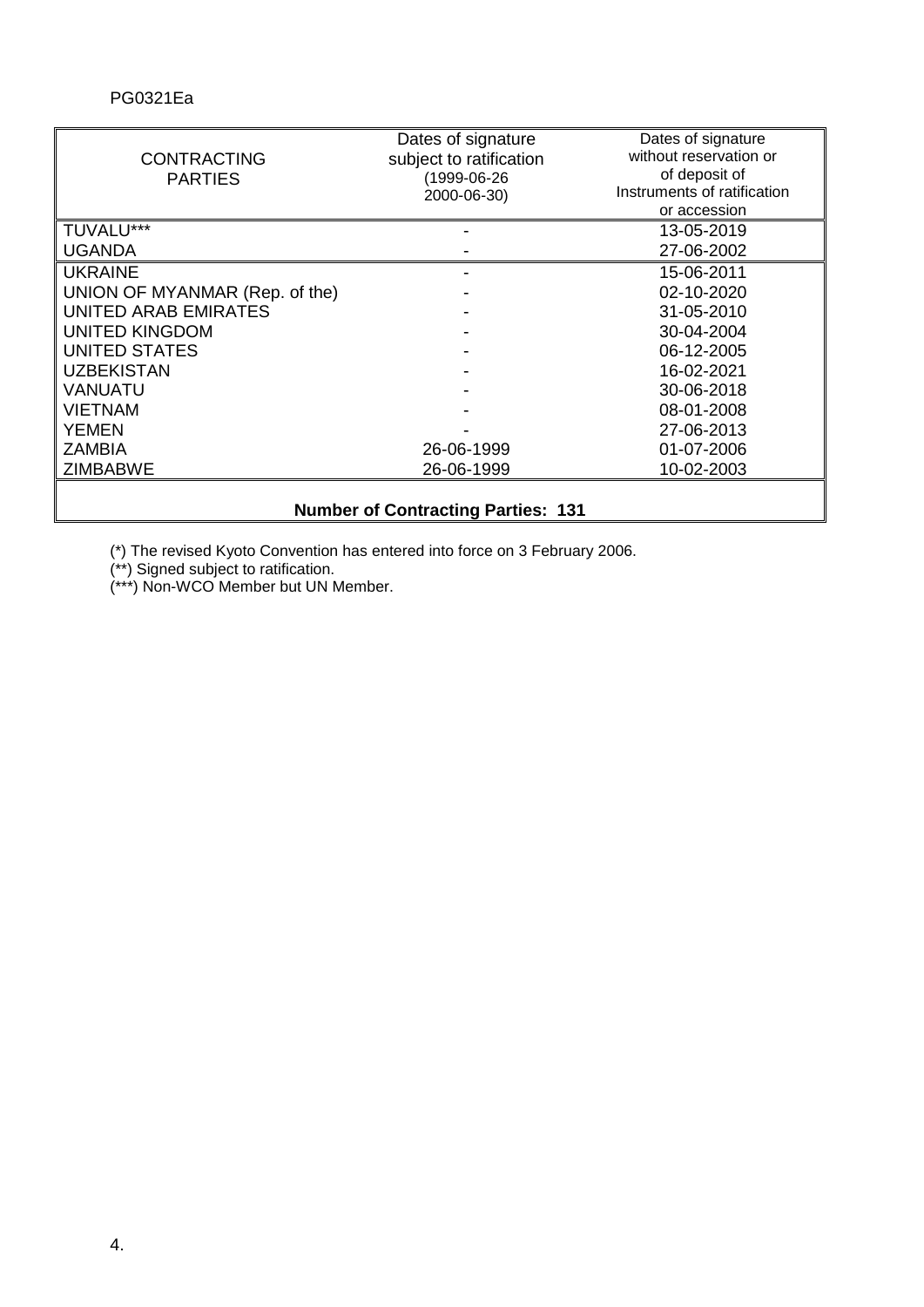PG0321Ea

| CONTRACTING PARTIES | Dates of signature subject to ratification (1999-06-26 2000-06-30) | Dates of signature without reservation or of deposit of Instruments of ratification or accession |
|---|---|---|
| TUVALU*** | - | 13-05-2019 |
| UGANDA | - | 27-06-2002 |
| UKRAINE | - | 15-06-2011 |
| UNION OF MYANMAR (Rep. of the) | - | 02-10-2020 |
| UNITED ARAB EMIRATES | - | 31-05-2010 |
| UNITED KINGDOM | - | 30-04-2004 |
| UNITED STATES | - | 06-12-2005 |
| UZBEKISTAN | - | 16-02-2021 |
| VANUATU | - | 30-06-2018 |
| VIETNAM | - | 08-01-2008 |
| YEMEN | - | 27-06-2013 |
| ZAMBIA | 26-06-1999 | 01-07-2006 |
| ZIMBABWE | 26-06-1999 | 10-02-2003 |
| **Number of Contracting Parties: 131** | | |

(*) The revised Kyoto Convention has entered into force on 3 February 2006.

(**) Signed subject to ratification.

(***) Non-WCO Member but UN Member.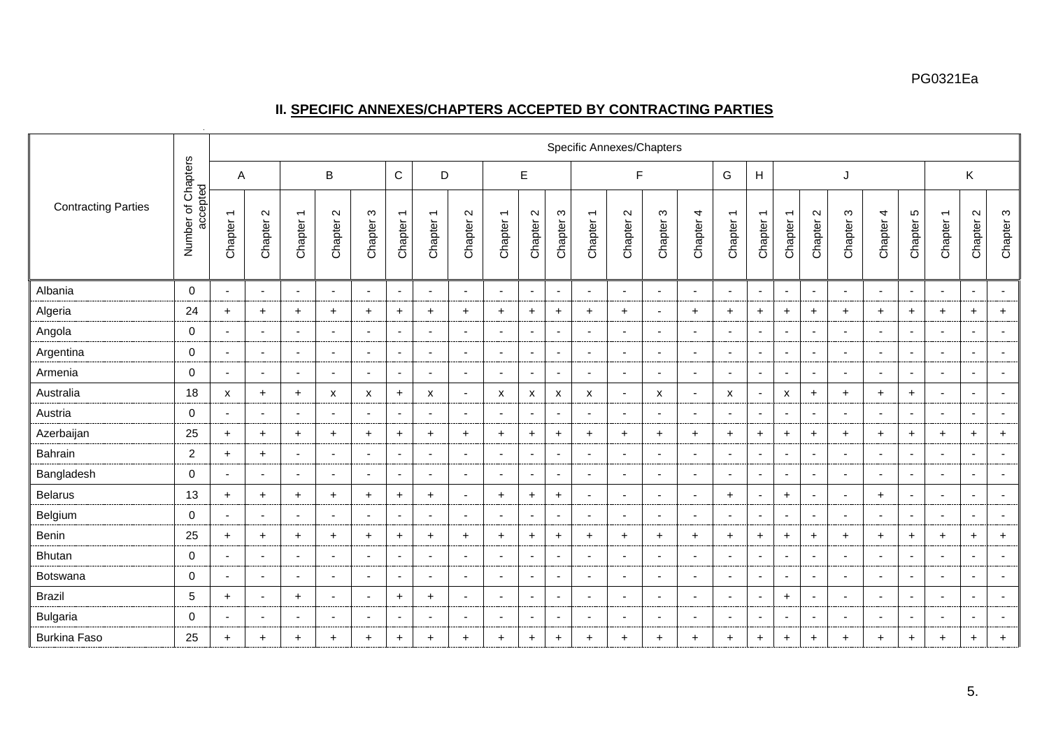## II. SPECIFIC ANNEXES/CHAPTERS ACCEPTED BY CONTRACTING PARTIES

| Contracting Parties | Number of Chapters accepted | Specific Annexes/Chapters | | | | | | | | | | | | | | | | | | | | | | | | |
|---|---|---|---|---|---|---|---|---|---|---|---|---|---|---|---|---|---|---|---|---|---|---|---|---|---|---|
| | | A | | B | | | C | D | | E | | | F | | | | G | H | J | | | | | K | | |
| | | Chapter 1 | Chapter 2 | Chapter 1 | Chapter 2 | Chapter 3 | Chapter 1 | Chapter 1 | Chapter 2 | Chapter 1 | Chapter 2 | Chapter 3 | Chapter 1 | Chapter 2 | Chapter 3 | Chapter 4 | Chapter 1 | Chapter 1 | Chapter 1 | Chapter 2 | Chapter 3 | Chapter 4 | Chapter 5 | Chapter 1 | Chapter 2 | Chapter 3 |
| Albania | 0 | - | - | - | - | - | - | - | - | - | - | - | - | - | - | - | - | - | - | - | - | - | - | - | - | - |
| Algeria | 24 | + | + | + | + | + | + | + | + | + | + | + | + | + | - | + | + | + | + | + | + | + | + | + | + | + |
| Angola | 0 | - | - | - | - | - | - | - | - | - | - | - | - | - | - | - | - | - | - | - | - | - | - | - | - | - |
| Argentina | 0 | - | - | - | - | - | - | - | - | - | - | - | - | - | - | - | - | - | - | - | - | - | - | - | - | - |
| Armenia | 0 | - | - | - | - | - | - | - | - | - | - | - | - | - | - | - | - | - | - | - | - | - | - | - | - | - |
| Australia | 18 | x | + | + | x | x | + | x | - | x | x | x | x | - | x | - | x | - | x | + | + | + | + | - | - | - |
| Austria | 0 | - | - | - | - | - | - | - | - | - | - | - | - | - | - | - | - | - | - | - | - | - | - | - | - | - |
| Azerbaijan | 25 | + | + | + | + | + | + | + | + | + | + | + | + | + | + | + | + | + | + | + | + | + | + | + | + | + |
| Bahrain | 2 | + | + | - | - | - | - | - | - | - | - | - | - | - | - | - | - | - | - | - | - | - | - | - | - | - |
| Bangladesh | 0 | - | - | - | - | - | - | - | - | - | - | - | - | - | - | - | - | - | - | - | - | - | - | - | - | - |
| Belarus | 13 | + | + | + | + | + | + | + | - | + | + | + | - | - | - | - | + | - | + | - | - | + | - | - | - | - |
| Belgium | 0 | - | - | - | - | - | - | - | - | - | - | - | - | - | - | - | - | - | - | - | - | - | - | - | - | - |
| Benin | 25 | + | + | + | + | + | + | + | + | + | + | + | + | + | + | + | + | + | + | + | + | + | + | + | + | + |
| Bhutan | 0 | - | - | - | - | - | - | - | - | - | - | - | - | - | - | - | - | - | - | - | - | - | - | - | - | - |
| Botswana | 0 | - | - | - | - | - | - | - | - | - | - | - | - | - | - | - | - | - | - | - | - | - | - | - | - | - |
| Brazil | 5 | + | - | + | - | - | + | + | - | - | - | - | - | - | - | - | - | - | + | - | - | - | - | - | - | - |
| Bulgaria | 0 | - | - | - | - | - | - | - | - | - | - | - | - | - | - | - | - | - | - | - | - | - | - | - | - | - |
| Burkina Faso | 25 | + | + | + | + | + | + | + | + | + | + | + | + | + | + | + | + | + | + | + | + | + | + | + | + | + |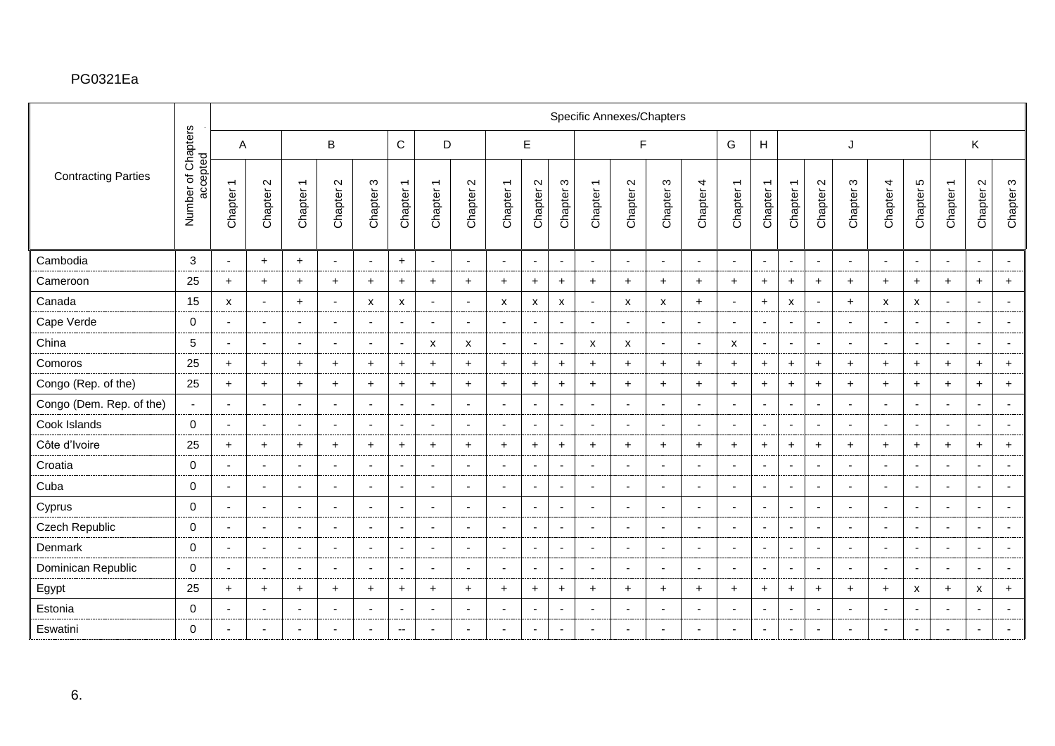PG0321Ea

| Contracting Parties | Number of Chapters accepted | Specific Annexes/Chapters | | | | | | | | | | | | | | | | | | | | | | | | |
|---|---|---|---|---|---|---|---|---|---|---|---|---|---|---|---|---|---|---|---|---|---|---|---|---|---|---|
| | | A | | B | | | C | D | | E | | | F | | | | G | H | J | | | | | K | | |
| | | Chapter 1 | Chapter 2 | Chapter 1 | Chapter 2 | Chapter 3 | Chapter 1 | Chapter 1 | Chapter 2 | Chapter 1 | Chapter 2 | Chapter 3 | Chapter 1 | Chapter 2 | Chapter 3 | Chapter 4 | Chapter 1 | Chapter 1 | Chapter 1 | Chapter 2 | Chapter 3 | Chapter 4 | Chapter 5 | Chapter 1 | Chapter 2 | Chapter 3 |
| Cambodia | 3 | - | + | + | - | - | + | - | - | - | - | - | - | - | - | - | - | - | - | - | - | - | - | - | - | - |
| Cameroon | 25 | + | + | + | + | + | + | + | + | + | + | + | + | + | + | + | + | + | + | + | + | + | + | + | + | + |
| Canada | 15 | x | - | + | - | x | x | - | - | x | x | x | - | x | x | + | - | + | x | - | + | x | x | - | - | - |
| Cape Verde | 0 | - | - | - | - | - | - | - | - | - | - | - | - | - | - | - | - | - | - | - | - | - | - | - | - | - |
| China | 5 | - | - | - | - | - | - | x | x | - | - | - | x | x | - | - | x | - | - | - | - | - | - | - | - | - |
| Comoros | 25 | + | + | + | + | + | + | + | + | + | + | + | + | + | + | + | + | + | + | + | + | + | + | + | + | + |
| Congo (Rep. of the) | 25 | + | + | + | + | + | + | + | + | + | + | + | + | + | + | + | + | + | + | + | + | + | + | + | + | + |
| Congo (Dem. Rep. of the) | - | - | - | - | - | - | - | - | - | - | - | - | - | - | - | - | - | - | - | - | - | - | - | - | - | - |
| Cook Islands | 0 | - | - | - | - | - | - | - | - | - | - | - | - | - | - | - | - | - | - | - | - | - | - | - | - | - |
| Côte d'Ivoire | 25 | + | + | + | + | + | + | + | + | + | + | + | + | + | + | + | + | + | + | + | + | + | + | + | + | + |
| Croatia | 0 | - | - | - | - | - | - | - | - | - | - | - | - | - | - | - | - | - | - | - | - | - | - | - | - | - |
| Cuba | 0 | - | - | - | - | - | - | - | - | - | - | - | - | - | - | - | - | - | - | - | - | - | - | - | - | - |
| Cyprus | 0 | - | - | - | - | - | - | - | - | - | - | - | - | - | - | - | - | - | - | - | - | - | - | - | - | - |
| Czech Republic | 0 | - | - | - | - | - | - | - | - | - | - | - | - | - | - | - | - | - | - | - | - | - | - | - | - | - |
| Denmark | 0 | - | - | - | - | - | - | - | - | - | - | - | - | - | - | - | - | - | - | - | - | - | - | - | - | - |
| Dominican Republic | 0 | - | - | - | - | - | - | - | - | - | - | - | - | - | - | - | - | - | - | - | - | - | - | - | - | - |
| Egypt | 25 | + | + | + | + | + | + | + | + | + | + | + | + | + | + | + | + | + | + | + | + | + | x | + | x | + |
| Estonia | 0 | - | - | - | - | - | - | - | - | - | - | - | - | - | - | - | - | - | - | - | - | - | - | - | - | - |
| Eswatini | 0 | - | - | - | - | - | -- | - | - | - | - | - | - | - | - | - | - | - | - | - | - | - | - | - | - | - |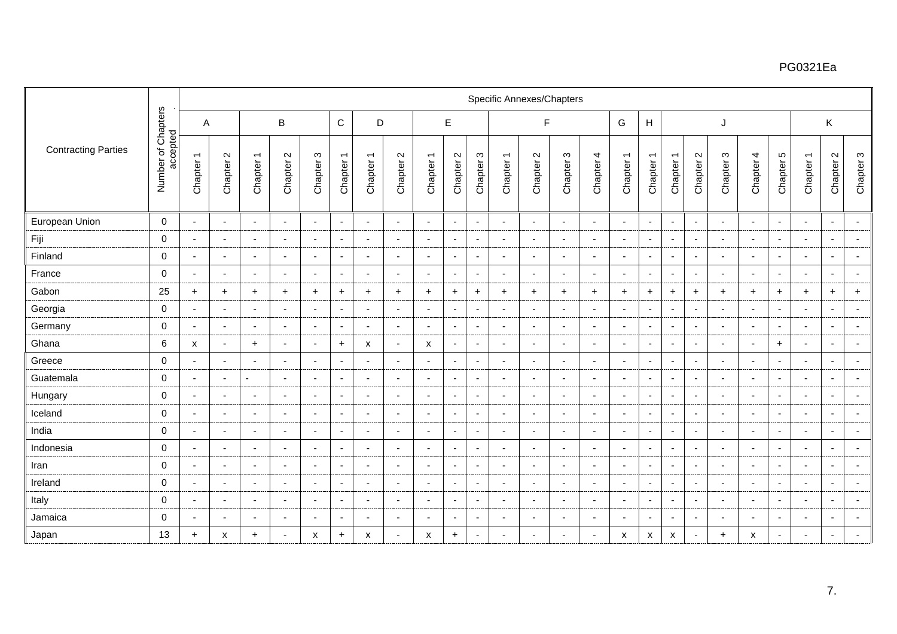| Contracting Parties | Number of Chapters accepted | Specific Annexes/Chapters | | | | | | | | | | | | | | | | | | | | | | | | |
|---|---|---|---|---|---|---|---|---|---|---|---|---|---|---|---|---|---|---|---|---|---|---|---|---|---|---|
| | | A | | B | | | C | D | | E | | | F | | | | G | H | J | | | | | K | | |
| | | Chapter 1 | Chapter 2 | Chapter 1 | Chapter 2 | Chapter 3 | Chapter 1 | Chapter 1 | Chapter 2 | Chapter 1 | Chapter 2 | Chapter 3 | Chapter 1 | Chapter 2 | Chapter 3 | Chapter 4 | Chapter 1 | Chapter 1 | Chapter 1 | Chapter 2 | Chapter 3 | Chapter 4 | Chapter 5 | Chapter 1 | Chapter 2 | Chapter 3 |
| European Union | 0 | - | - | - | - | - | - | - | - | - | - | - | - | - | - | - | - | - | - | - | - | - | - | - | - | - |
| Fiji | 0 | - | - | - | - | - | - | - | - | - | - | - | - | - | - | - | - | - | - | - | - | - | - | - | - | - |
| Finland | 0 | - | - | - | - | - | - | - | - | - | - | - | - | - | - | - | - | - | - | - | - | - | - | - | - | - |
| France | 0 | - | - | - | - | - | - | - | - | - | - | - | - | - | - | - | - | - | - | - | - | - | - | - | - | - |
| Gabon | 25 | + | + | + | + | + | + | + | + | + | + | + | + | + | + | + | + | + | + | + | + | + | + | + | + | + |
| Georgia | 0 | - | - | - | - | - | - | - | - | - | - | - | - | - | - | - | - | - | - | - | - | - | - | - | - | - |
| Germany | 0 | - | - | - | - | - | - | - | - | - | - | - | - | - | - | - | - | - | - | - | - | - | - | - | - | - |
| Ghana | 6 | x | - | + | - | - | + | x | - | x | - | - | - | - | - | - | - | - | - | - | - | - | + | - | - | - |
| Greece | 0 | - | - | - | - | - | - | - | - | - | - | - | - | - | - | - | - | - | - | - | - | - | - | - | - | - |
| Guatemala | 0 | - | - | - | - | - | - | - | - | - | - | - | - | - | - | - | - | - | - | - | - | - | - | - | - | - |
| Hungary | 0 | - | - | - | - | - | - | - | - | - | - | - | - | - | - | - | - | - | - | - | - | - | - | - | - | - |
| Iceland | 0 | - | - | - | - | - | - | - | - | - | - | - | - | - | - | - | - | - | - | - | - | - | - | - | - | - |
| India | 0 | - | - | - | - | - | - | - | - | - | - | - | - | - | - | - | - | - | - | - | - | - | - | - | - | - |
| Indonesia | 0 | - | - | - | - | - | - | - | - | - | - | - | - | - | - | - | - | - | - | - | - | - | - | - | - | - |
| Iran | 0 | - | - | - | - | - | - | - | - | - | - | - | - | - | - | - | - | - | - | - | - | - | - | - | - | - |
| Ireland | 0 | - | - | - | - | - | - | - | - | - | - | - | - | - | - | - | - | - | - | - | - | - | - | - | - | - |
| Italy | 0 | - | - | - | - | - | - | - | - | - | - | - | - | - | - | - | - | - | - | - | - | - | - | - | - | - |
| Jamaica | 0 | - | - | - | - | - | - | - | - | - | - | - | - | - | - | - | - | - | - | - | - | - | - | - | - | - |
| Japan | 13 | + | x | + | - | x | + | x | - | x | + | - | - | - | - | - | x | x | x | - | + | x | - | - | - | - |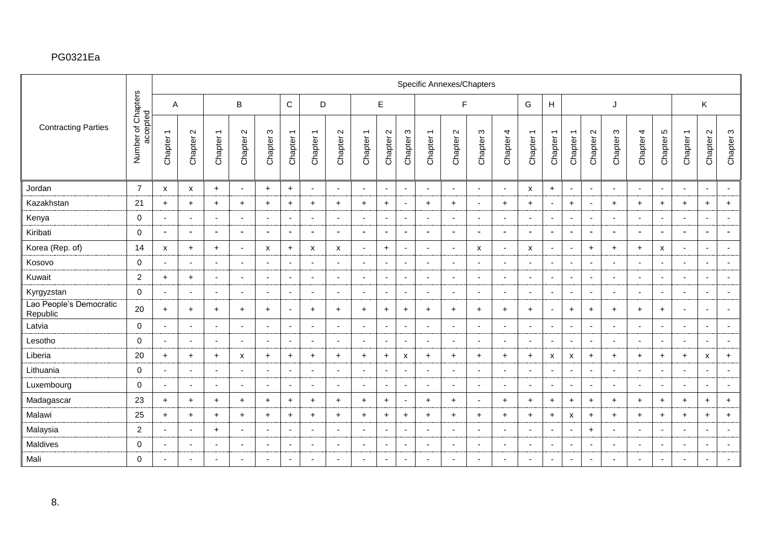PG0321Ea

| Contracting Parties | Number of Chapters accepted | Specific Annexes/Chapters | | | | | | | | | | | | | | | | | | | | | | | | |
|---|---|---|---|---|---|---|---|---|---|---|---|---|---|---|---|---|---|---|---|---|---|---|---|---|---|---|
| | | A | | B | | | C | D | | E | | | F | | | | G | H | J | | | | | K | | |
| | | Chapter 1 | Chapter 2 | Chapter 1 | Chapter 2 | Chapter 3 | Chapter 1 | Chapter 1 | Chapter 2 | Chapter 1 | Chapter 2 | Chapter 3 | Chapter 1 | Chapter 2 | Chapter 3 | Chapter 4 | Chapter 1 | Chapter 1 | Chapter 1 | Chapter 2 | Chapter 3 | Chapter 4 | Chapter 5 | Chapter 1 | Chapter 2 | Chapter 3 |
| Jordan | 7 | x | x | + | - | + | + | - | - | - | - | - | - | - | - | - | x | + | - | - | - | - | - | - | - | - |
| Kazakhstan | 21 | + | + | + | + | + | + | + | + | + | + | - | + | + | - | + | + | - | + | - | + | + | + | + | + | + |
| Kenya | 0 | - | - | - | - | - | - | - | - | - | - | - | - | - | - | - | - | - | - | - | - | - | - | - | - | - |
| Kiribati | 0 | - | - | - | - | - | - | - | - | - | - | - | - | - | - | - | - | - | - | - | - | - | - | - | - | - |
| Korea (Rep. of) | 14 | x | + | + | - | x | + | x | x | - | + | - | - | - | x | - | x | - | - | + | + | + | x | - | - | - |
| Kosovo | 0 | - | - | - | - | - | - | - | - | - | - | - | - | - | - | - | - | - | - | - | - | - | - | - | - | - |
| Kuwait | 2 | + | + | - | - | - | - | - | - | - | - | - | - | - | - | - | - | - | - | - | - | - | - | - | - | - |
| Kyrgyzstan | 0 | - | - | - | - | - | - | - | - | - | - | - | - | - | - | - | - | - | - | - | - | - | - | - | - | - |
| Lao People's Democratic Republic | 20 | + | + | + | + | + | - | + | + | + | + | + | + | + | + | + | + | - | + | + | + | + | + | - | - | - |
| Latvia | 0 | - | - | - | - | - | - | - | - | - | - | - | - | - | - | - | - | - | - | - | - | - | - | - | - | - |
| Lesotho | 0 | - | - | - | - | - | - | - | - | - | - | - | - | - | - | - | - | - | - | - | - | - | - | - | - | - |
| Liberia | 20 | + | + | + | x | + | + | + | + | + | + | x | + | + | + | + | + | x | x | + | + | + | + | + | x | + |
| Lithuania | 0 | - | - | - | - | - | - | - | - | - | - | - | - | - | - | - | - | - | - | - | - | - | - | - | - | - |
| Luxembourg | 0 | - | - | - | - | - | - | - | - | - | - | - | - | - | - | - | - | - | - | - | - | - | - | - | - | - |
| Madagascar | 23 | + | + | + | + | + | + | + | + | + | + | - | + | + | - | + | + | + | + | + | + | + | + | + | + | + |
| Malawi | 25 | + | + | + | + | + | + | + | + | + | + | + | + | + | + | + | + | + | x | + | + | + | + | + | + | + |
| Malaysia | 2 | - | - | + | - | - | - | - | - | - | - | - | - | - | - | - | - | - | - | + | - | - | - | - | - | - |
| Maldives | 0 | - | - | - | - | - | - | - | - | - | - | - | - | - | - | - | - | - | - | - | - | - | - | - | - | - |
| Mali | 0 | - | - | - | - | - | - | - | - | - | - | - | - | - | - | - | - | - | - | - | - | - | - | - | - | - |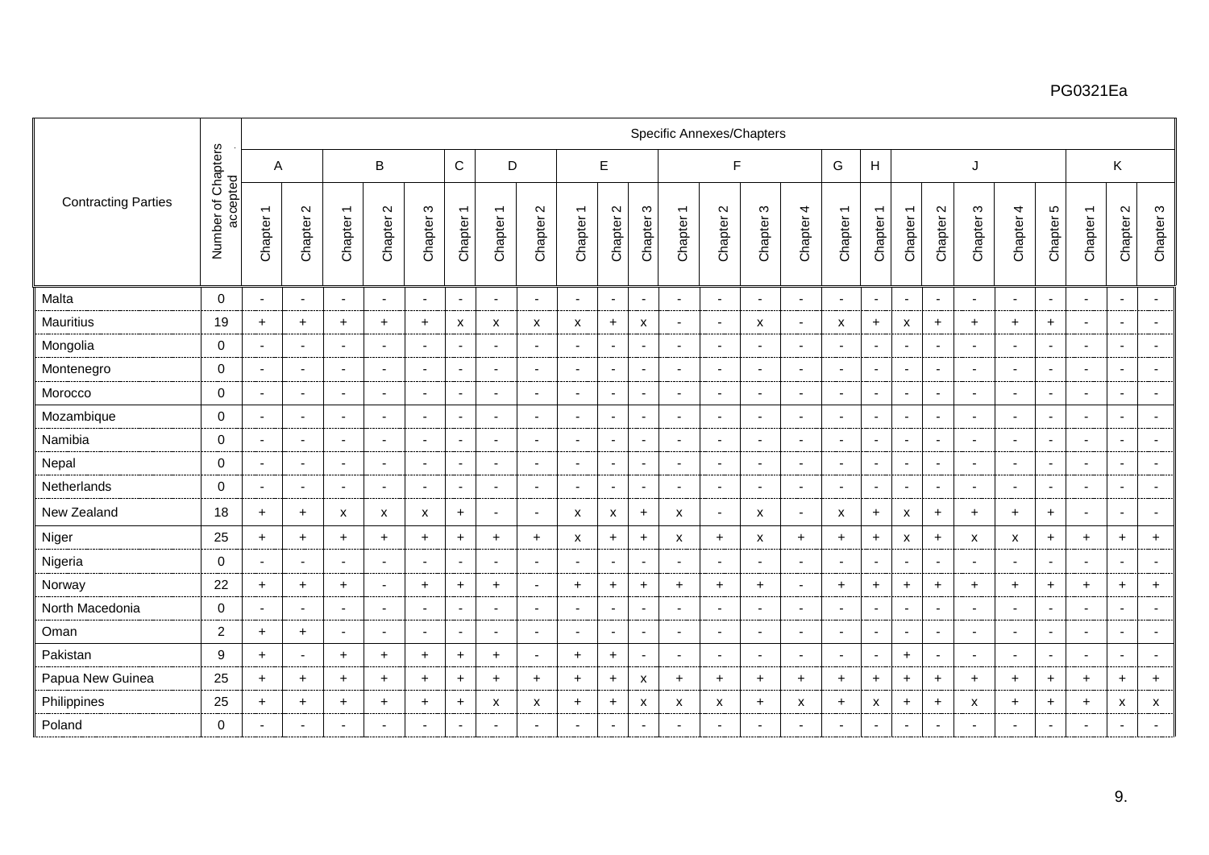PG0321Ea

| Contracting Parties | Number of Chapters accepted | Specific Annexes/Chapters | | | | | | | | | | | | | | | | | | | | | | | | |
|---|---|---|---|---|---|---|---|---|---|---|---|---|---|---|---|---|---|---|---|---|---|---|---|---|---|---|
| | | A | | B | | | C | D | | E | | | F | | | | G | H | J | | | | | K | | |
| | | Chapter 1 | Chapter 2 | Chapter 1 | Chapter 2 | Chapter 3 | Chapter 1 | Chapter 1 | Chapter 2 | Chapter 1 | Chapter 2 | Chapter 3 | Chapter 1 | Chapter 2 | Chapter 3 | Chapter 4 | Chapter 1 | Chapter 1 | Chapter 1 | Chapter 2 | Chapter 3 | Chapter 4 | Chapter 5 | Chapter 1 | Chapter 2 | Chapter 3 |
| Malta | 0 | - | - | - | - | - | - | - | - | - | - | - | - | - | - | - | - | - | - | - | - | - | - | - | - | - |
| Mauritius | 19 | + | + | + | + | + | x | x | x | x | + | x | - | - | x | - | x | + | x | + | + | + | + | - | - | - |
| Mongolia | 0 | - | - | - | - | - | - | - | - | - | - | - | - | - | - | - | - | - | - | - | - | - | - | - | - | - |
| Montenegro | 0 | - | - | - | - | - | - | - | - | - | - | - | - | - | - | - | - | - | - | - | - | - | - | - | - | - |
| Morocco | 0 | - | - | - | - | - | - | - | - | - | - | - | - | - | - | - | - | - | - | - | - | - | - | - | - | - |
| Mozambique | 0 | - | - | - | - | - | - | - | - | - | - | - | - | - | - | - | - | - | - | - | - | - | - | - | - | - |
| Namibia | 0 | - | - | - | - | - | - | - | - | - | - | - | - | - | - | - | - | - | - | - | - | - | - | - | - | - |
| Nepal | 0 | - | - | - | - | - | - | - | - | - | - | - | - | - | - | - | - | - | - | - | - | - | - | - | - | - |
| Netherlands | 0 | - | - | - | - | - | - | - | - | - | - | - | - | - | - | - | - | - | - | - | - | - | - | - | - | - |
| New Zealand | 18 | + | + | x | x | x | + | - | - | x | x | + | x | - | x | - | x | + | x | + | + | + | + | - | - | - |
| Niger | 25 | + | + | + | + | + | + | + | + | x | + | + | x | + | x | + | + | + | x | + | x | x | + | + | + | + |
| Nigeria | 0 | - | - | - | - | - | - | - | - | - | - | - | - | - | - | - | - | - | - | - | - | - | - | - | - | - |
| Norway | 22 | + | + | + | - | + | + | + | - | + | + | + | + | + | + | - | + | + | + | + | + | + | + | + | + | + |
| North Macedonia | 0 | - | - | - | - | - | - | - | - | - | - | - | - | - | - | - | - | - | - | - | - | - | - | - | - | - |
| Oman | 2 | + | + | - | - | - | - | - | - | - | - | - | - | - | - | - | - | - | - | - | - | - | - | - | - | - |
| Pakistan | 9 | + | - | + | + | + | + | + | - | + | + | - | - | - | - | - | - | - | + | - | - | - | - | - | - | - |
| Papua New Guinea | 25 | + | + | + | + | + | + | + | + | + | + | x | + | + | + | + | + | + | + | + | + | + | + | + | + | + |
| Philippines | 25 | + | + | + | + | + | + | x | x | + | + | x | x | x | + | x | + | x | + | + | x | + | + | + | x | x |
| Poland | 0 | - | - | - | - | - | - | - | - | - | - | - | - | - | - | - | - | - | - | - | - | - | - | - | - | - |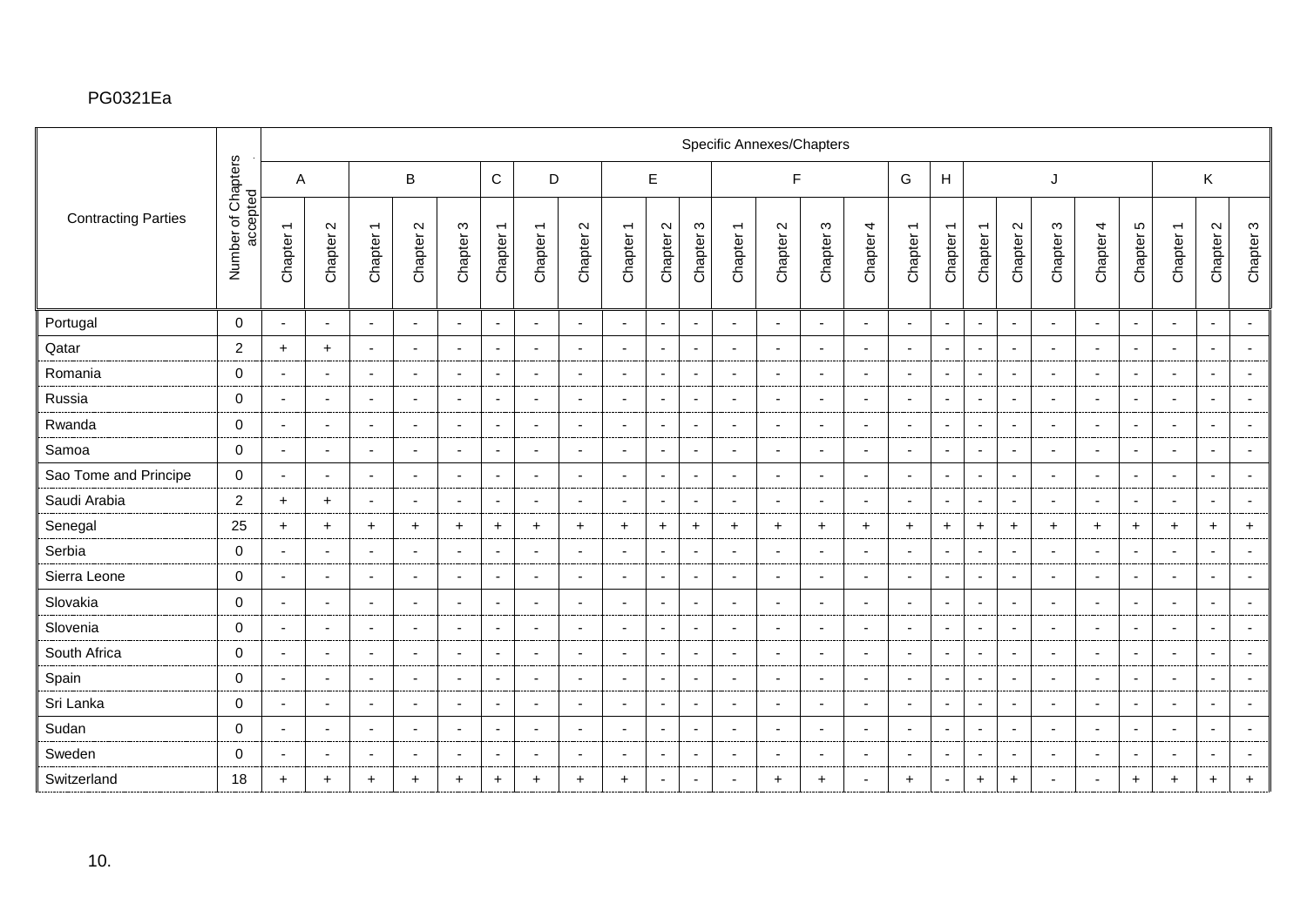| Contracting Parties | Number of Chapters accepted | Specific Annexes/Chapters | | | | | | | | | | | | | | | | | | | | | | | | |
|---|---|---|---|---|---|---|---|---|---|---|---|---|---|---|---|---|---|---|---|---|---|---|---|---|---|---|
| | | A | | B | | | C | D | | E | | | F | | | | G | H | J | | | | | K | | |
| | | Chapter 1 | Chapter 2 | Chapter 1 | Chapter 2 | Chapter 3 | Chapter 1 | Chapter 1 | Chapter 2 | Chapter 1 | Chapter 2 | Chapter 3 | Chapter 1 | Chapter 2 | Chapter 3 | Chapter 4 | Chapter 1 | Chapter 1 | Chapter 1 | Chapter 2 | Chapter 3 | Chapter 4 | Chapter 5 | Chapter 1 | Chapter 2 | Chapter 3 |
| Portugal | 0 | - | - | - | - | - | - | - | - | - | - | - | - | - | - | - | - | - | - | - | - | - | - | - | - | - |
| Qatar | 2 | + | + | - | - | - | - | - | - | - | - | - | - | - | - | - | - | - | - | - | - | - | - | - | - | - |
| Romania | 0 | - | - | - | - | - | - | - | - | - | - | - | - | - | - | - | - | - | - | - | - | - | - | - | - | - |
| Russia | 0 | - | - | - | - | - | - | - | - | - | - | - | - | - | - | - | - | - | - | - | - | - | - | - | - | - |
| Rwanda | 0 | - | - | - | - | - | - | - | - | - | - | - | - | - | - | - | - | - | - | - | - | - | - | - | - | - |
| Samoa | 0 | - | - | - | - | - | - | - | - | - | - | - | - | - | - | - | - | - | - | - | - | - | - | - | - | - |
| Sao Tome and Principe | 0 | - | - | - | - | - | - | - | - | - | - | - | - | - | - | - | - | - | - | - | - | - | - | - | - | - |
| Saudi Arabia | 2 | + | + | - | - | - | - | - | - | - | - | - | - | - | - | - | - | - | - | - | - | - | - | - | - | - |
| Senegal | 25 | + | + | + | + | + | + | + | + | + | + | + | + | + | + | + | + | + | + | + | + | + | + | + | + | + |
| Serbia | 0 | - | - | - | - | - | - | - | - | - | - | - | - | - | - | - | - | - | - | - | - | - | - | - | - | - |
| Sierra Leone | 0 | - | - | - | - | - | - | - | - | - | - | - | - | - | - | - | - | - | - | - | - | - | - | - | - | - |
| Slovakia | 0 | - | - | - | - | - | - | - | - | - | - | - | - | - | - | - | - | - | - | - | - | - | - | - | - | - |
| Slovenia | 0 | - | - | - | - | - | - | - | - | - | - | - | - | - | - | - | - | - | - | - | - | - | - | - | - | - |
| South Africa | 0 | - | - | - | - | - | - | - | - | - | - | - | - | - | - | - | - | - | - | - | - | - | - | - | - | - |
| Spain | 0 | - | - | - | - | - | - | - | - | - | - | - | - | - | - | - | - | - | - | - | - | - | - | - | - | - |
| Sri Lanka | 0 | - | - | - | - | - | - | - | - | - | - | - | - | - | - | - | - | - | - | - | - | - | - | - | - | - |
| Sudan | 0 | - | - | - | - | - | - | - | - | - | - | - | - | - | - | - | - | - | - | - | - | - | - | - | - | - |
| Sweden | 0 | - | - | - | - | - | - | - | - | - | - | - | - | - | - | - | - | - | - | - | - | - | - | - | - | - |
| Switzerland | 18 | + | + | + | + | + | + | + | + | + | - | - | - | + | + | - | + | - | + | + | - | - | + | + | + | + |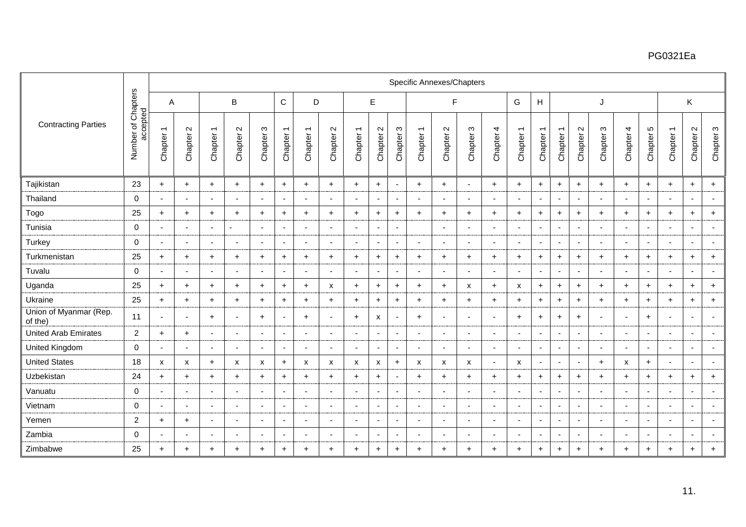PG0321Ea

| Contracting Parties | Number of Chapters accepted | Specific Annexes/Chapters | | | | | | | | | | | | | | | | | | | | | | | | |
|---|---|---|---|---|---|---|---|---|---|---|---|---|---|---|---|---|---|---|---|---|---|---|---|---|---|---|
| | | A | | B | | | C | D | | E | | | F | | | | G | H | J | | | | | K | | |
| | | Chapter 1 | Chapter 2 | Chapter 1 | Chapter 2 | Chapter 3 | Chapter 1 | Chapter 1 | Chapter 2 | Chapter 1 | Chapter 2 | Chapter 3 | Chapter 1 | Chapter 2 | Chapter 3 | Chapter 4 | Chapter 1 | Chapter 1 | Chapter 1 | Chapter 2 | Chapter 3 | Chapter 4 | Chapter 5 | Chapter 1 | Chapter 2 | Chapter 3 |
| Tajikistan | 23 | + | + | + | + | + | + | + | + | + | + | - | + | + | - | + | + | + | + | + | + | + | + | + | + | + |
| Thailand | 0 | - | - | - | - | - | - | - | - | - | - | - | - | - | - | - | - | - | - | - | - | - | - | - | - | - |
| Togo | 25 | + | + | + | + | + | + | + | + | + | + | + | + | + | + | + | + | + | + | + | + | + | + | + | + | + |
| Tunisia | 0 | - | - | - | - | - | - | - | - | - | - | - | | - | - | - | - | - | - | - | - | - | - | - | - | - |
| Turkey | 0 | - | - | - | - | - | - | - | - | - | - | - | - | - | - | - | - | - | - | - | - | - | - | - | - | - |
| Turkmenistan | 25 | + | + | + | + | + | + | + | + | + | + | + | + | + | + | + | + | + | + | + | + | + | + | + | + | + |
| Tuvalu | 0 | - | - | - | - | - | - | - | - | - | - | - | - | - | - | - | - | - | - | - | - | - | - | - | - | - |
| Uganda | 25 | + | + | + | + | + | + | + | x | + | + | + | + | + | x | + | x | + | + | + | + | + | + | + | + | + |
| Ukraine | 25 | + | + | + | + | + | + | + | + | + | + | + | + | + | + | + | + | + | + | + | + | + | + | + | + | + |
| Union of Myanmar (Rep. of the) | 11 | - | - | + | - | + | - | + | - | + | x | - | + | - | - | - | + | + | + | + | - | - | + | - | - | - |
| United Arab Emirates | 2 | + | + | - | - | - | - | - | - | - | - | - | - | - | - | - | - | - | - | - | - | - | - | - | - | - |
| United Kingdom | 0 | - | - | - | - | - | - | - | - | - | - | - | - | - | - | - | - | - | - | - | - | - | - | - | - | - |
| United States | 18 | x | x | + | x | x | + | x | x | x | x | + | x | x | x | - | x | - | - | - | + | x | + | - | - | - |
| Uzbekistan | 24 | + | + | + | + | + | + | + | + | + | + | - | + | + | + | + | + | + | + | + | + | + | + | + | + | + |
| Vanuatu | 0 | - | - | - | - | - | - | - | - | - | - | - | - | - | - | - | - | - | - | - | - | - | - | - | - | - |
| Vietnam | 0 | - | - | - | - | - | - | - | - | - | - | - | - | - | - | - | - | - | - | - | - | - | - | - | - | - |
| Yemen | 2 | + | + | - | - | - | - | - | - | - | - | - | - | - | - | - | - | - | - | - | - | - | - | - | - | - |
| Zambia | 0 | - | - | - | - | - | - | - | - | - | - | - | - | - | - | - | - | - | - | - | - | - | - | - | - | - |
| Zimbabwe | 25 | + | + | + | + | + | + | + | + | + | + | + | + | + | + | + | + | + | + | + | + | + | + | + | + | + |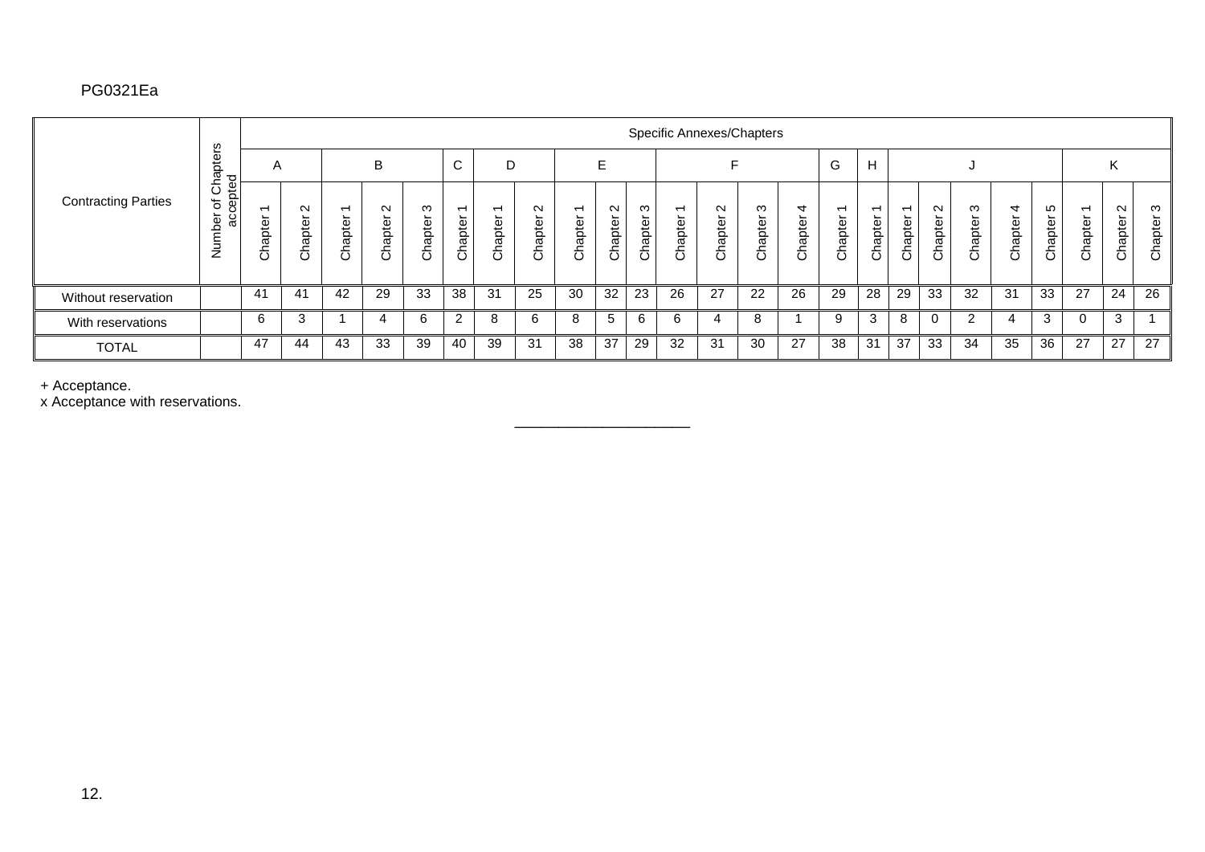PG0321Ea

| Contracting Parties | Number of Chapters accepted | Specific Annexes/Chapters | | | | | | | | | | | | | | | | | | | | | | | | |
|---|---|---|---|---|---|---|---|---|---|---|---|---|---|---|---|---|---|---|---|---|---|---|---|---|---|---|
| | | A | | B | | | C | D | | E | | | F | | | | G | H | J | | | | | K | | |
| | | Chapter 1 | Chapter 2 | Chapter 1 | Chapter 2 | Chapter 3 | Chapter 1 | Chapter 1 | Chapter 2 | Chapter 1 | Chapter 2 | Chapter 3 | Chapter 1 | Chapter 2 | Chapter 3 | Chapter 4 | Chapter 1 | Chapter 1 | Chapter 1 | Chapter 2 | Chapter 3 | Chapter 4 | Chapter 5 | Chapter 1 | Chapter 2 | Chapter 3 |
| Without reservation | | 41 | 41 | 42 | 29 | 33 | 38 | 31 | 25 | 30 | 32 | 23 | 26 | 27 | 22 | 26 | 29 | 28 | 29 | 33 | 32 | 31 | 33 | 27 | 24 | 26 |
| With reservations | | 6 | 3 | 1 | 4 | 6 | 2 | 8 | 6 | 8 | 5 | 6 | 6 | 4 | 8 | 1 | 9 | 3 | 8 | 0 | 2 | 4 | 3 | 0 | 3 | 1 |
| TOTAL | | 47 | 44 | 43 | 33 | 39 | 40 | 39 | 31 | 38 | 37 | 29 | 32 | 31 | 30 | 27 | 38 | 31 | 37 | 33 | 34 | 35 | 36 | 27 | 27 | 27 |

+ Acceptance.
x Acceptance with reservations.

_____________________